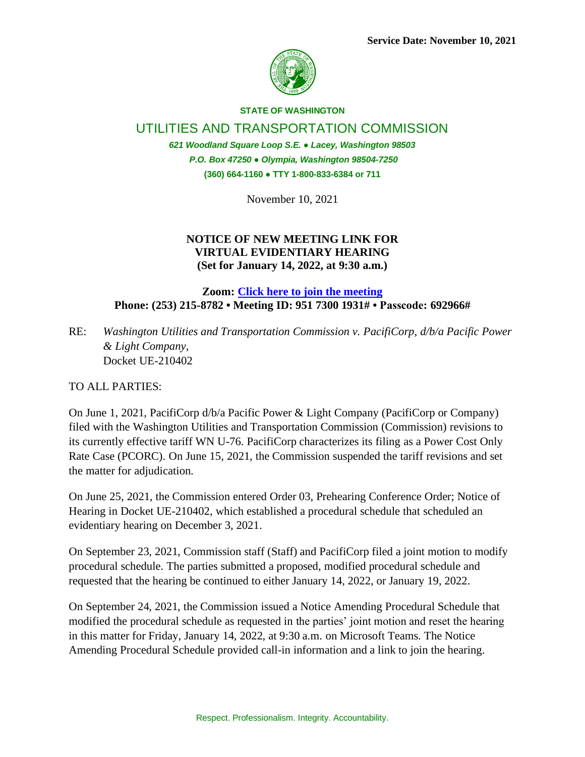**Service Date: November 10, 2021**

**STATE OF WASHINGTON**

UTILITIES AND TRANSPORTATION COMMISSION

*621 Woodland Square Loop S.E. ● Lacey, Washington 98503*
*P.O. Box 47250 ● Olympia, Washington 98504-7250*
**(360) 664-1160 ● TTY 1-800-833-6384 or 711**

November 10, 2021

**NOTICE OF NEW MEETING LINK FOR VIRTUAL EVIDENTIARY HEARING (Set for January 14, 2022, at 9:30 a.m.)**

**Zoom: Click here to join the meeting**
**Phone: (253) 215-8782 • Meeting ID: 951 7300 1931# • Passcode: 692966#**

RE: *Washington Utilities and Transportation Commission v. PacifiCorp, d/b/a Pacific Power & Light Company*,
Docket UE-210402

TO ALL PARTIES:

On June 1, 2021, PacifiCorp d/b/a Pacific Power & Light Company (PacifiCorp or Company) filed with the Washington Utilities and Transportation Commission (Commission) revisions to its currently effective tariff WN U-76. PacifiCorp characterizes its filing as a Power Cost Only Rate Case (PCORC). On June 15, 2021, the Commission suspended the tariff revisions and set the matter for adjudication.

On June 25, 2021, the Commission entered Order 03, Prehearing Conference Order; Notice of Hearing in Docket UE-210402, which established a procedural schedule that scheduled an evidentiary hearing on December 3, 2021.

On September 23, 2021, Commission staff (Staff) and PacifiCorp filed a joint motion to modify procedural schedule. The parties submitted a proposed, modified procedural schedule and requested that the hearing be continued to either January 14, 2022, or January 19, 2022.

On September 24, 2021, the Commission issued a Notice Amending Procedural Schedule that modified the procedural schedule as requested in the parties' joint motion and reset the hearing in this matter for Friday, January 14, 2022, at 9:30 a.m. on Microsoft Teams. The Notice Amending Procedural Schedule provided call-in information and a link to join the hearing.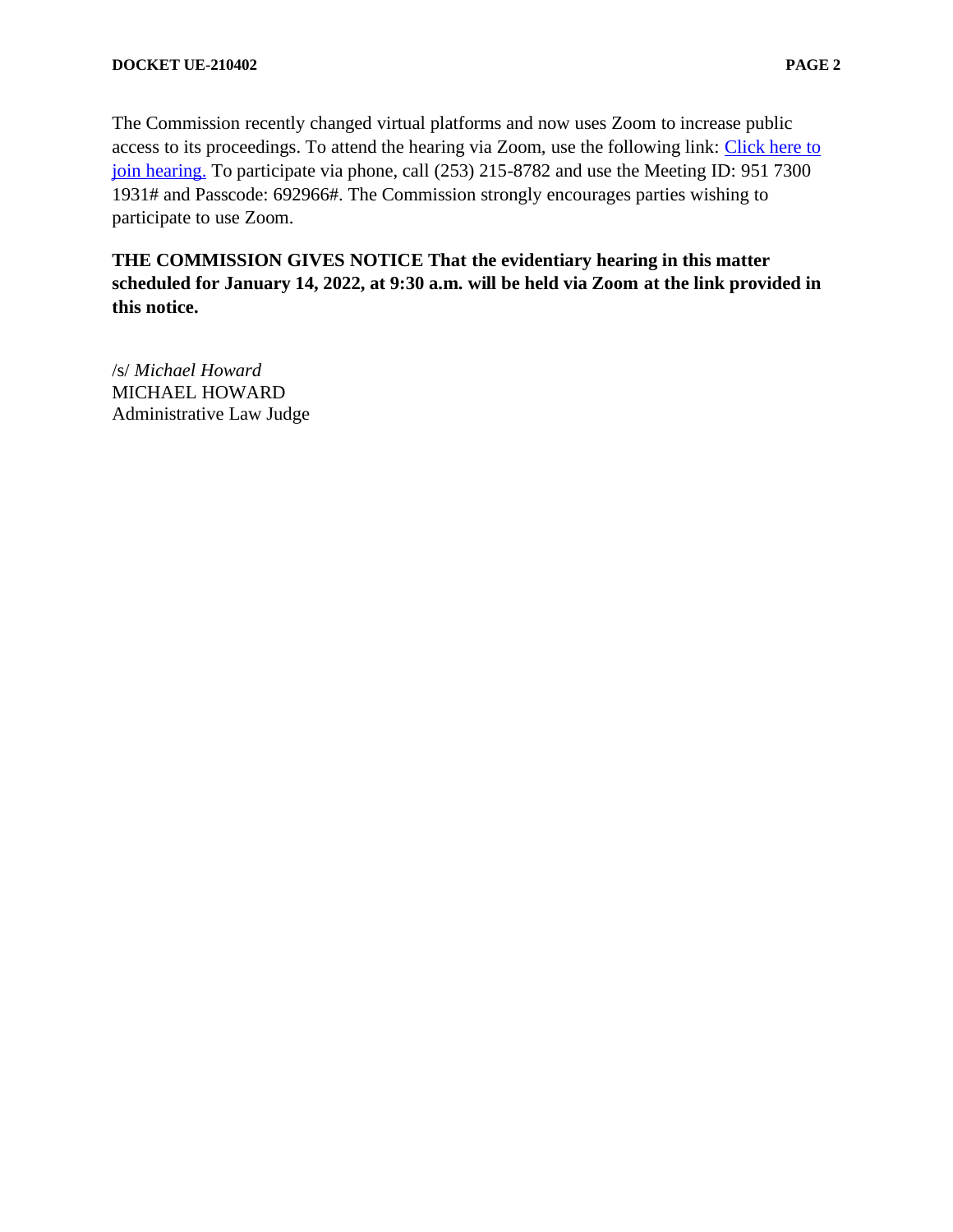The Commission recently changed virtual platforms and now uses Zoom to increase public access to its proceedings. To attend the hearing via Zoom, use the following link: Click here to join hearing. To participate via phone, call (253) 215-8782 and use the Meeting ID: 951 7300 1931# and Passcode: 692966#. The Commission strongly encourages parties wishing to participate to use Zoom.

**THE COMMISSION GIVES NOTICE That the evidentiary hearing in this matter scheduled for January 14, 2022, at 9:30 a.m. will be held via Zoom at the link provided in this notice.**

/s/ *Michael Howard*
MICHAEL HOWARD
Administrative Law Judge